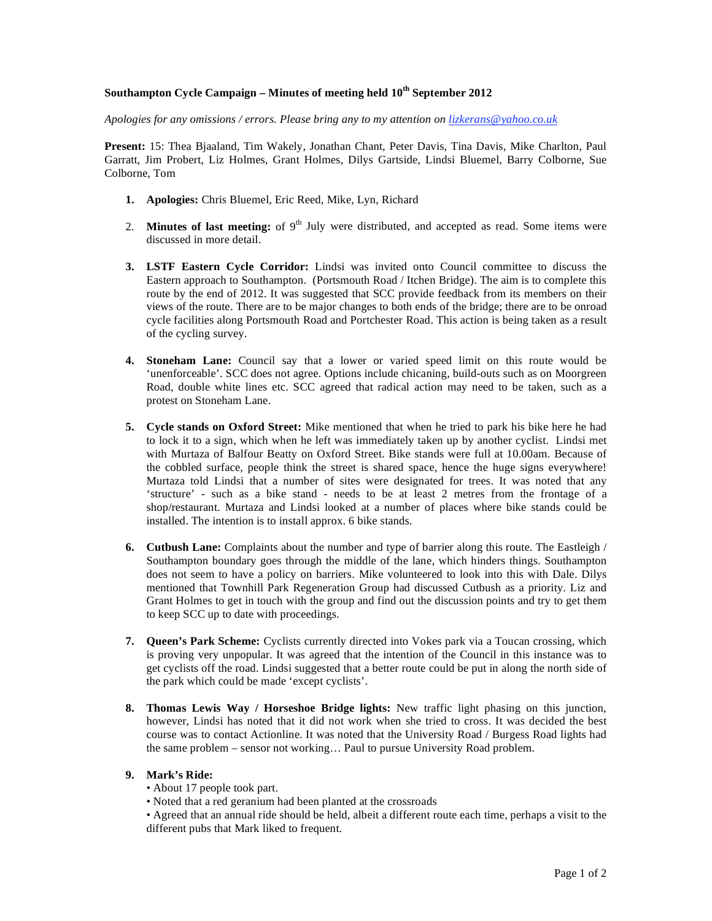**Southampton Cycle Campaign – Minutes of meeting held 10th September 2012**

*Apologies for any omissions / errors. Please bring any to my attention on [lizkerans@yahoo.co.uk](mailto:lizkerans@yahoo.co.uk)*

**Present:** 15: Thea Bjaaland, Tim Wakely, Jonathan Chant, Peter Davis, Tina Davis, Mike Charlton, Paul Garratt, Jim Probert, Liz Holmes, Grant Holmes, Dilys Gartside, Lindsi Bluemel, Barry Colborne, Sue Colborne, Tom

1. **Apologies:** Chris Bluemel, Eric Reed, Mike, Lyn, Richard

2. **Minutes of last meeting:** of 9th July were distributed, and accepted as read. Some items were discussed in more detail.

3. **LSTF Eastern Cycle Corridor:** Lindsi was invited onto Council committee to discuss the Eastern approach to Southampton. (Portsmouth Road / Itchen Bridge). The aim is to complete this route by the end of 2012. It was suggested that SCC provide feedback from its members on their views of the route. There are to be major changes to both ends of the bridge; there are to be onroad cycle facilities along Portsmouth Road and Portchester Road. This action is being taken as a result of the cycling survey.

4. **Stoneham Lane:** Council say that a lower or varied speed limit on this route would be 'unenforceable'. SCC does not agree. Options include chicaning, build-outs such as on Moorgreen Road, double white lines etc. SCC agreed that radical action may need to be taken, such as a protest on Stoneham Lane.

5. **Cycle stands on Oxford Street:** Mike mentioned that when he tried to park his bike here he had to lock it to a sign, which when he left was immediately taken up by another cyclist. Lindsi met with Murtaza of Balfour Beatty on Oxford Street. Bike stands were full at 10.00am. Because of the cobbled surface, people think the street is shared space, hence the huge signs everywhere! Murtaza told Lindsi that a number of sites were designated for trees. It was noted that any 'structure' - such as a bike stand - needs to be at least 2 metres from the frontage of a shop/restaurant. Murtaza and Lindsi looked at a number of places where bike stands could be installed. The intention is to install approx. 6 bike stands.

6. **Cutbush Lane:** Complaints about the number and type of barrier along this route. The Eastleigh / Southampton boundary goes through the middle of the lane, which hinders things. Southampton does not seem to have a policy on barriers. Mike volunteered to look into this with Dale. Dilys mentioned that Townhill Park Regeneration Group had discussed Cutbush as a priority. Liz and Grant Holmes to get in touch with the group and find out the discussion points and try to get them to keep SCC up to date with proceedings.

7. **Queen's Park Scheme:** Cyclists currently directed into Vokes park via a Toucan crossing, which is proving very unpopular. It was agreed that the intention of the Council in this instance was to get cyclists off the road. Lindsi suggested that a better route could be put in along the north side of the park which could be made 'except cyclists'.

8. **Thomas Lewis Way / Horseshoe Bridge lights:** New traffic light phasing on this junction, however, Lindsi has noted that it did not work when she tried to cross. It was decided the best course was to contact Actionline. It was noted that the University Road / Burgess Road lights had the same problem – sensor not working… Paul to pursue University Road problem.

9. **Mark's Ride:**
   - About 17 people took part.
   - Noted that a red geranium had been planted at the crossroads
   - Agreed that an annual ride should be held, albeit a different route each time, perhaps a visit to the different pubs that Mark liked to frequent.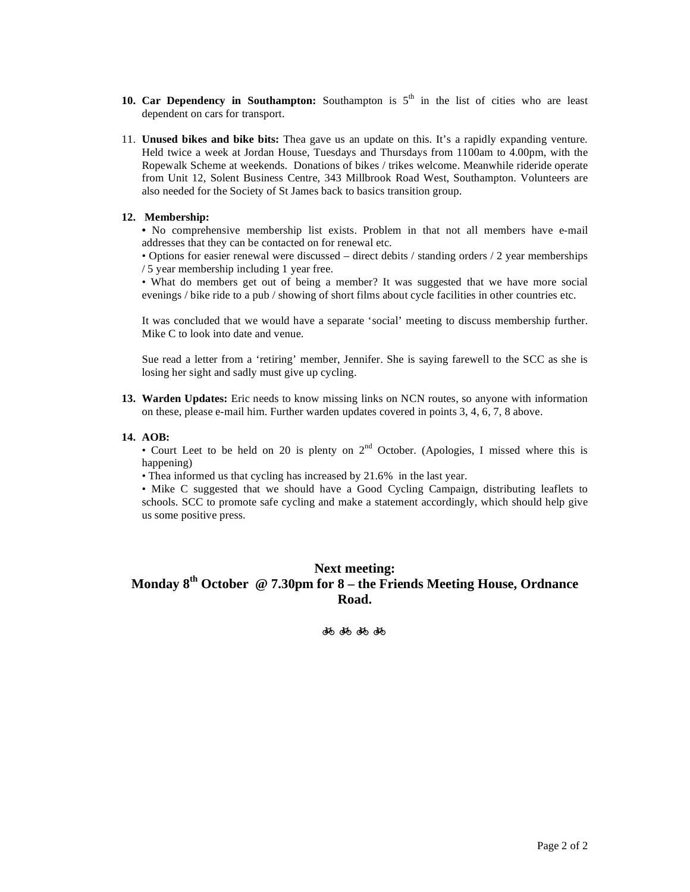10. **Car Dependency in Southampton:** Southampton is 5th in the list of cities who are least dependent on cars for transport.

11. **Unused bikes and bike bits:** Thea gave us an update on this. It's a rapidly expanding venture. Held twice a week at Jordan House, Tuesdays and Thursdays from 1100am to 4.00pm, with the Ropewalk Scheme at weekends. Donations of bikes / trikes welcome. Meanwhile rideride operate from Unit 12, Solent Business Centre, 343 Millbrook Road West, Southampton. Volunteers are also needed for the Society of St James back to basics transition group.

12. **Membership:**
    - No comprehensive membership list exists. Problem in that not all members have e-mail addresses that they can be contacted on for renewal etc.
    - Options for easier renewal were discussed – direct debits / standing orders / 2 year memberships / 5 year membership including 1 year free.
    - What do members get out of being a member? It was suggested that we have more social evenings / bike ride to a pub / showing of short films about cycle facilities in other countries etc.

    It was concluded that we would have a separate 'social' meeting to discuss membership further. Mike C to look into date and venue.

    Sue read a letter from a 'retiring' member, Jennifer. She is saying farewell to the SCC as she is losing her sight and sadly must give up cycling.

13. **Warden Updates:** Eric needs to know missing links on NCN routes, so anyone with information on these, please e-mail him. Further warden updates covered in points 3, 4, 6, 7, 8 above.

14. **AOB:**
    - Court Leet to be held on 20 is plenty on 2nd October. (Apologies, I missed where this is happening)
    - Thea informed us that cycling has increased by 21.6% in the last year.
    - Mike C suggested that we should have a Good Cycling Campaign, distributing leaflets to schools. SCC to promote safe cycling and make a statement accordingly, which should help give us some positive press.

**Next meeting:**
**Monday 8th October @ 7.30pm for 8 – the Friends Meeting House, Ordnance Road.**

🚲 🚲 🚲 🚲